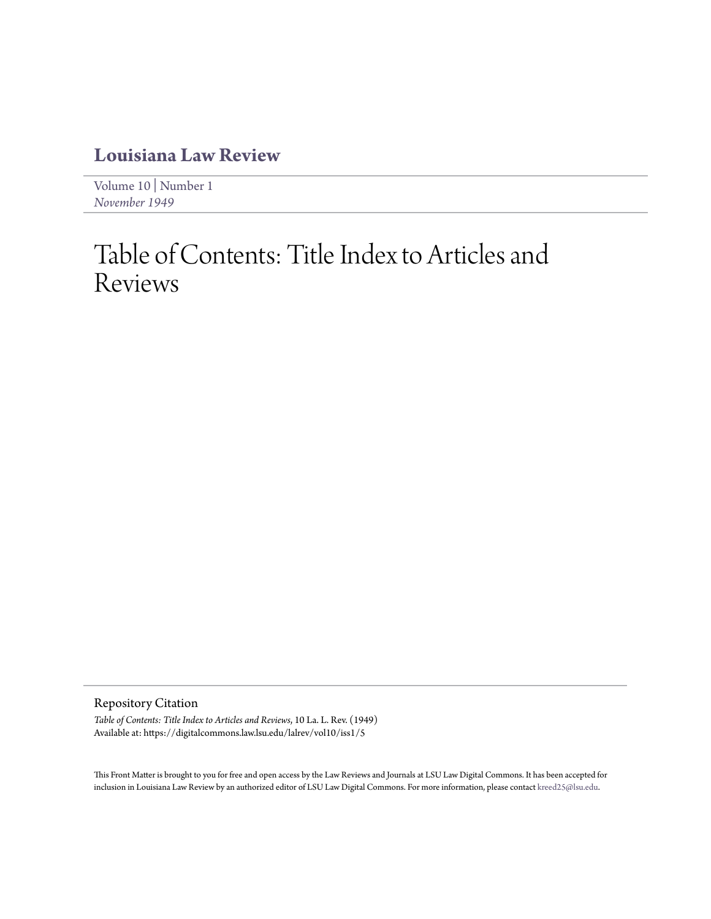# Louisiana Law Review

Volume 10 | Number 1
*November 1949*

# Table of Contents: Title Index to Articles and Reviews

## Repository Citation

*Table of Contents: Title Index to Articles and Reviews*, 10 La. L. Rev. (1949)
Available at: https://digitalcommons.law.lsu.edu/lalrev/vol10/iss1/5

This Front Matter is brought to you for free and open access by the Law Reviews and Journals at LSU Law Digital Commons. It has been accepted for inclusion in Louisiana Law Review by an authorized editor of LSU Law Digital Commons. For more information, please contact kreed25@lsu.edu.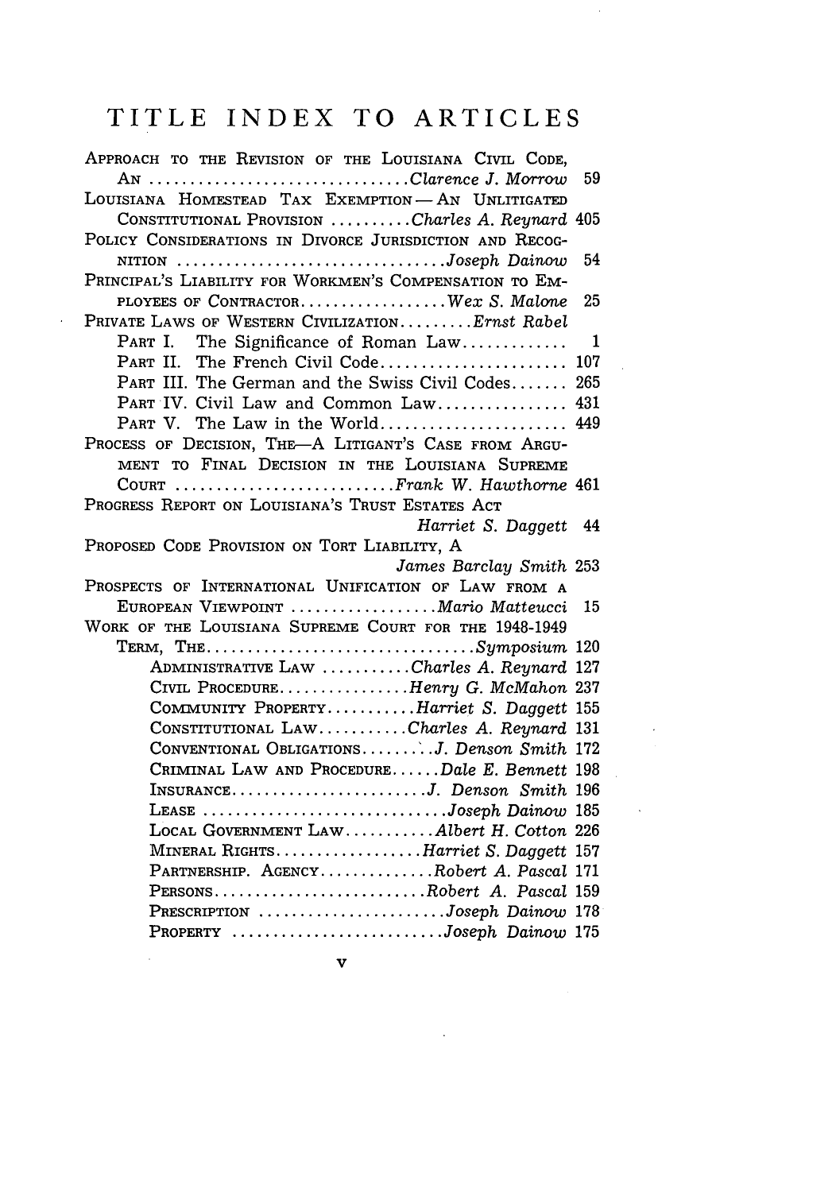# TITLE INDEX TO ARTICLES

APPROACH TO THE REVISION OF THE LOUISIANA CIVIL CODE, AN ................................ *Clarence J. Morrow* 59

LOUISIANA HOMESTEAD TAX EXEMPTION — AN UNLITIGATED CONSTITUTIONAL PROVISION .......... *Charles A. Reynard* 405

POLICY CONSIDERATIONS IN DIVORCE JURISDICTION AND RECOGNITION ................................ *Joseph Dainow* 54

PRINCIPAL'S LIABILITY FOR WORKMEN'S COMPENSATION TO EMPLOYEES OF CONTRACTOR.................. *Wex S. Malone* 25

PRIVATE LAWS OF WESTERN CIVILIZATION......... *Ernst Rabel*

- PART I. The Significance of Roman Law............ 1
- PART II. The French Civil Code....................... 107
- PART III. The German and the Swiss Civil Codes....... 265
- PART IV. Civil Law and Common Law................ 431
- PART V. The Law in the World....................... 449

PROCESS OF DECISION, THE—A LITIGANT'S CASE FROM ARGUMENT TO FINAL DECISION IN THE LOUISIANA SUPREME COURT ........................... *Frank W. Hawthorne* 461

PROGRESS REPORT ON LOUISIANA'S TRUST ESTATES ACT *Harriet S. Daggett* 44

PROPOSED CODE PROVISION ON TORT LIABILITY, A *James Barclay Smith* 253

PROSPECTS OF INTERNATIONAL UNIFICATION OF LAW FROM A EUROPEAN VIEWPOINT .................. *Mario Matteucci* 15

WORK OF THE LOUISIANA SUPREME COURT FOR THE 1948-1949 TERM, THE................................. *Symposium* 120

- ADMINISTRATIVE LAW ........... *Charles A. Reynard* 127
- CIVIL PROCEDURE................ *Henry G. McMahon* 237
- COMMUNITY PROPERTY........... *Harriet S. Daggett* 155
- CONSTITUTIONAL LAW........... *Charles A. Reynard* 131
- CONVENTIONAL OBLIGATIONS........ *J. Denson Smith* 172
- CRIMINAL LAW AND PROCEDURE...... *Dale E. Bennett* 198
- INSURANCE......................... *J. Denson Smith* 196
- LEASE .............................. *Joseph Dainow* 185
- LOCAL GOVERNMENT LAW........... *Albert H. Cotton* 226
- MINERAL RIGHTS.................. *Harriet S. Daggett* 157
- PARTNERSHIP. AGENCY.............. *Robert A. Pascal* 171
- PERSONS.......................... *Robert A. Pascal* 159
- PRESCRIPTION ....................... *Joseph Dainow* 178
- PROPERTY .......................... *Joseph Dainow* 175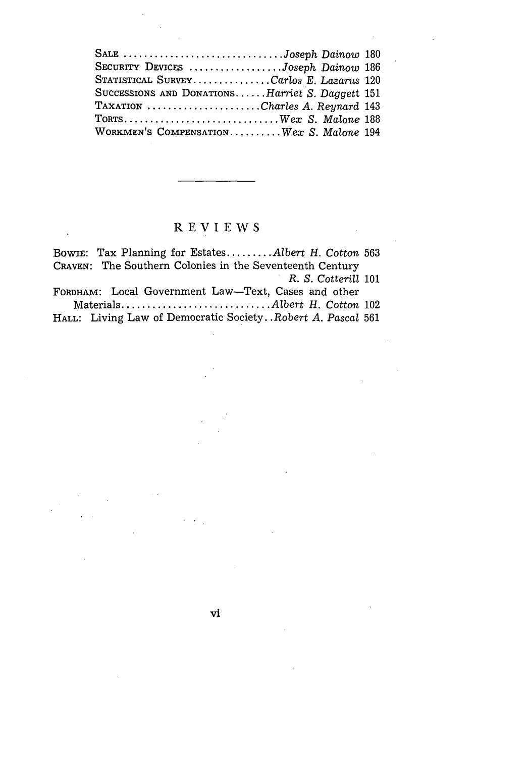SALE ................................ *Joseph Dainow* 180
SECURITY DEVICES .................. *Joseph Dainow* 186
STATISTICAL SURVEY............... *Carlos E. Lazarus* 120
SUCCESSIONS AND DONATIONS...... *Harriet S. Daggett* 151
TAXATION ...................... *Charles A. Reynard* 143
TORTS.............................. *Wex S. Malone* 188
WORKMEN'S COMPENSATION.......... *Wex S. Malone* 194

---

## REVIEWS

BOWIE: Tax Planning for Estates......... *Albert H. Cotton* 563
CRAVEN: The Southern Colonies in the Seventeenth Century
*R. S. Cotterill* 101
FORDHAM: Local Government Law—Text, Cases and other Materials............................ *Albert H. Cotton* 102
HALL: Living Law of Democratic Society..*Robert A. Pascal* 561